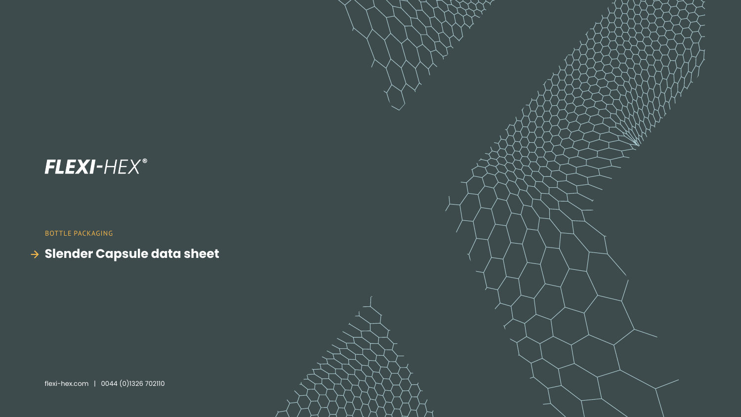FLEXI-HEX®

BOTTLE PACKAGING

# → Slender Capsule data sheet

flexi-hex.com | 0044 (0)1326 702110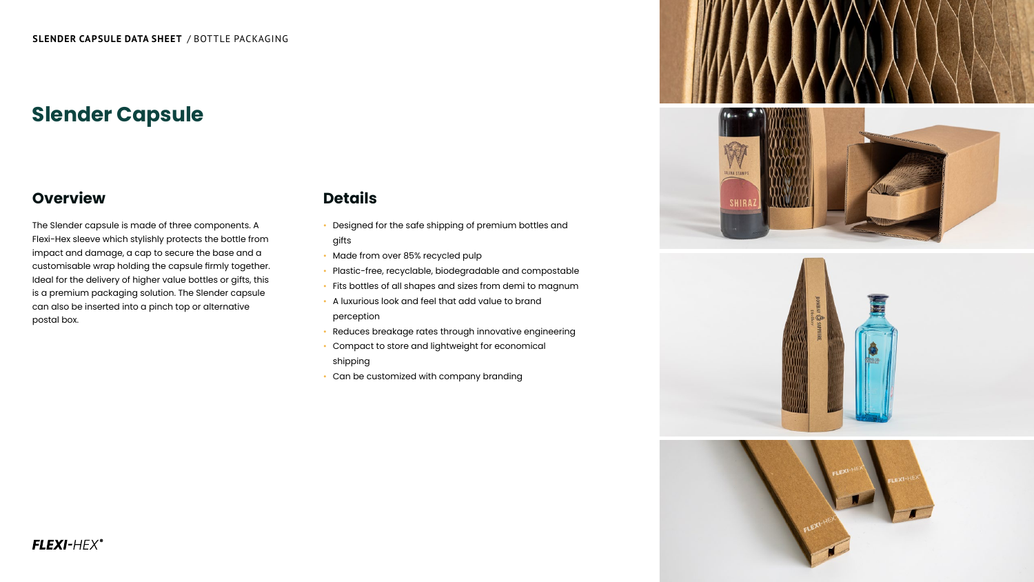**SLENDER CAPSULE DATA SHEET** / BOTTLE PACKAGING

# Slender Capsule

## Overview

The Slender capsule is made of three components. A Flexi-Hex sleeve which stylishly protects the bottle from impact and damage, a cap to secure the base and a customisable wrap holding the capsule firmly together. Ideal for the delivery of higher value bottles or gifts, this is a premium packaging solution. The Slender capsule can also be inserted into a pinch top or alternative postal box.

## Details

- Designed for the safe shipping of premium bottles and gifts
- Made from over 85% recycled pulp
- Plastic-free, recyclable, biodegradable and compostable
- Fits bottles of all shapes and sizes from demi to magnum
- A luxurious look and feel that add value to brand perception
- Reduces breakage rates through innovative engineering
- Compact to store and lightweight for economical shipping
- Can be customized with company branding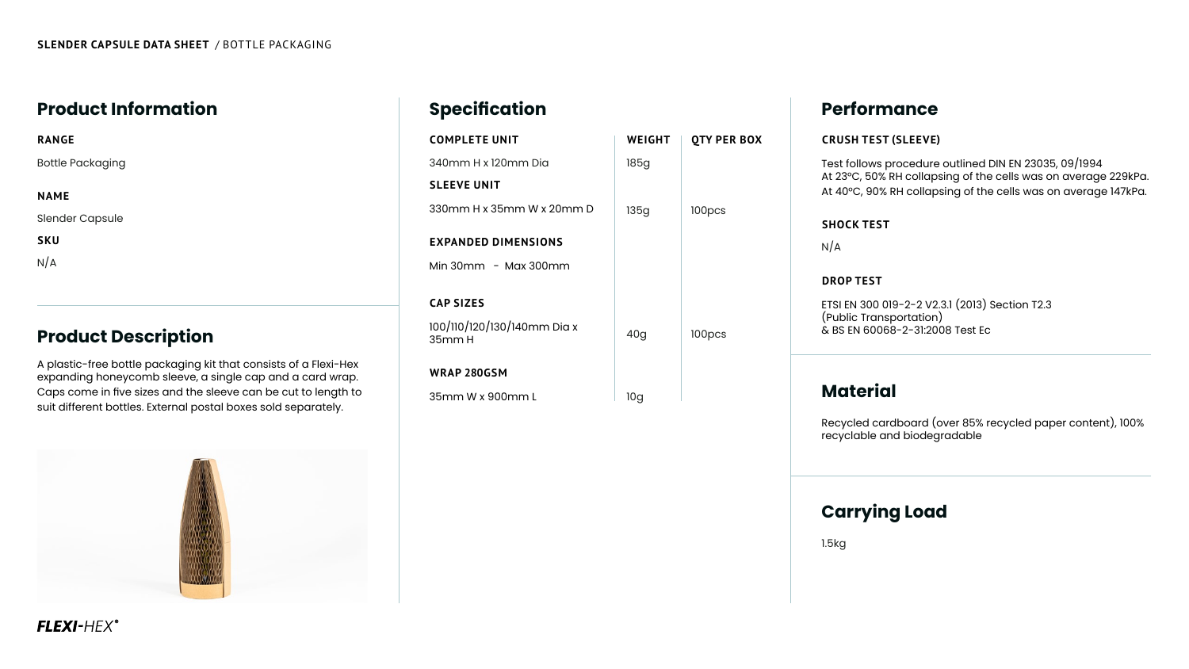**SLENDER CAPSULE DATA SHEET** / BOTTLE PACKAGING

## Product Information

**RANGE**

Bottle Packaging

**NAME**

Slender Capsule

**SKU**

N/A

## Product Description

A plastic-free bottle packaging kit that consists of a Flexi-Hex expanding honeycomb sleeve, a single cap and a card wrap. Caps come in five sizes and the sleeve can be cut to length to suit different bottles. External postal boxes sold separately.

## Specification

| COMPLETE UNIT | WEIGHT | QTY PER BOX |
|---|---|---|
| 340mm H x 120mm Dia | 185g | |
| **SLEEVE UNIT** | | |
| 330mm H x 35mm W x 20mm D | 135g | 100pcs |
| **EXPANDED DIMENSIONS** | | |
| Min 30mm - Max 300mm | | |
| **CAP SIZES** | | |
| 100/110/120/130/140mm Dia x 35mm H | 40g | 100pcs |
| **WRAP 280GSM** | | |
| 35mm W x 900mm L | 10g | |

## Performance

**CRUSH TEST (SLEEVE)**

Test follows procedure outlined DIN EN 23035, 09/1994
At 23ºC, 50% RH collapsing of the cells was on average 229kPa.
At 40ºC, 90% RH collapsing of the cells was on average 147kPa.

**SHOCK TEST**

N/A

**DROP TEST**

ETSI EN 300 019-2-2 V2.3.1 (2013) Section T2.3
(Public Transportation)
& BS EN 60068-2-31:2008 Test Ec

## Material

Recycled cardboard (over 85% recycled paper content), 100% recyclable and biodegradable

## Carrying Load

1.5kg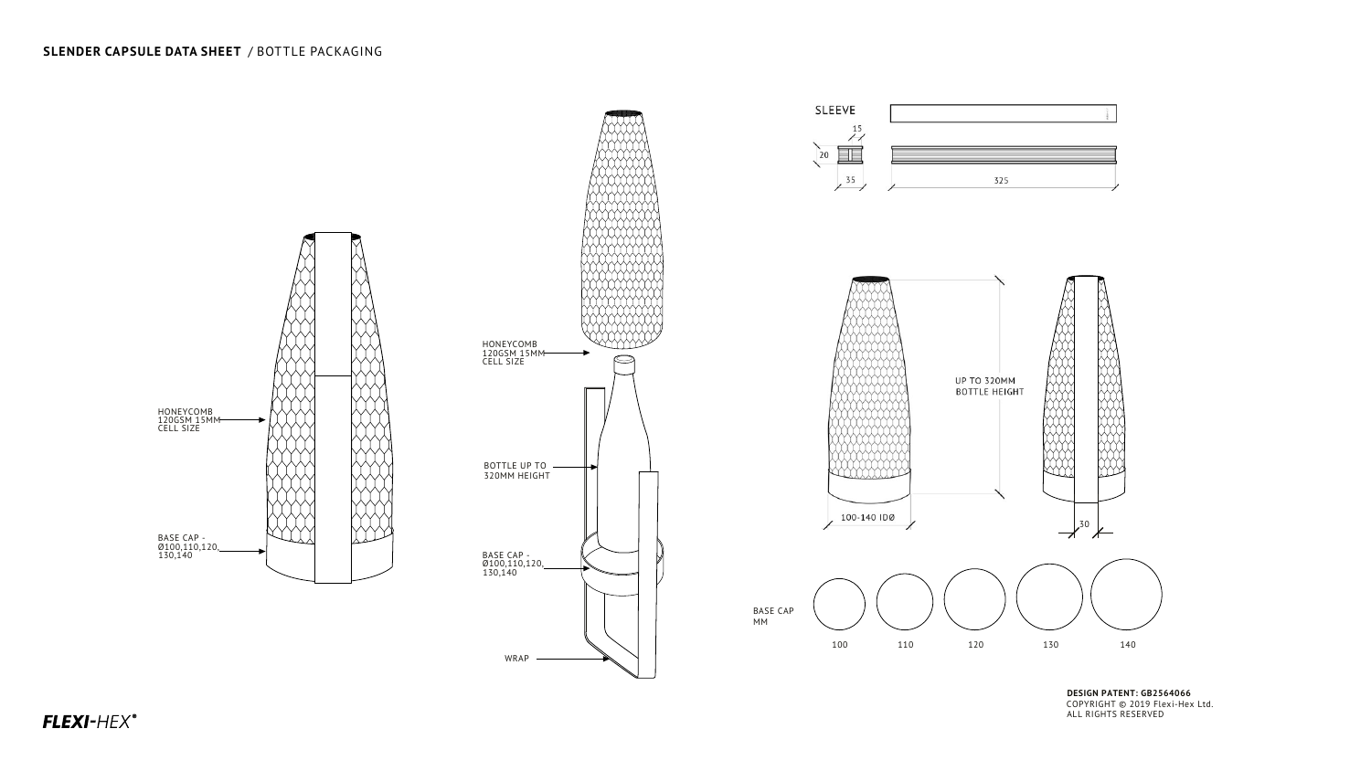**SLENDER CAPSULE DATA SHEET** / BOTTLE PACKAGING

HONEYCOMB
120GSM 15MM
CELL SIZE

BASE CAP -
Ø100,110,120,
130,140

HONEYCOMB
120GSM 15MM
CELL SIZE

BOTTLE UP TO
320MM HEIGHT

BASE CAP -
Ø100,110,120,
130,140

WRAP

SLEEVE

15

20

35

325

UP TO 320MM
BOTTLE HEIGHT

100-140 IDØ

30

BASE CAP
MM

100

110

120

130

140

**DESIGN PATENT: GB2564066**
COPYRIGHT © 2019 Flexi-Hex Ltd.
ALL RIGHTS RESERVED

***FLEXI**-HEX*®